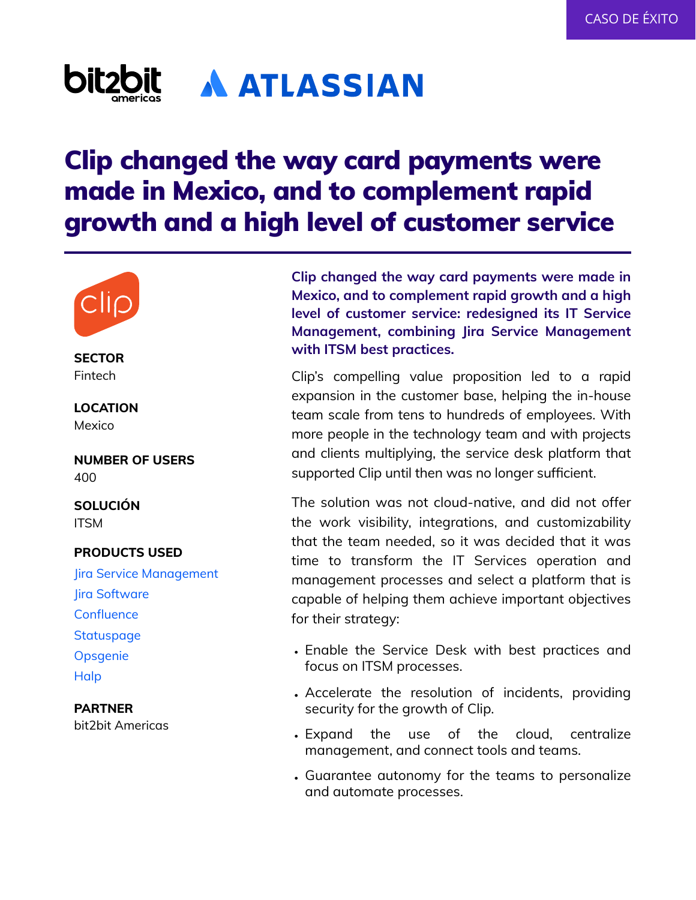CASO DE ÉXITO

# Clip changed the way card payments were made in Mexico, and to complement rapid growth and a high level of customer service

**SECTOR**
Fintech

**LOCATION**
Mexico

**NUMBER OF USERS**
400

**SOLUCIÓN**
ITSM

**PRODUCTS USED**
Jira Service Management
Jira Software
Confluence
Statuspage
Opsgenie
Halp

**PARTNER**
bit2bit Americas

**Clip changed the way card payments were made in Mexico, and to complement rapid growth and a high level of customer service: redesigned its IT Service Management, combining Jira Service Management with ITSM best practices.**

Clip's compelling value proposition led to a rapid expansion in the customer base, helping the in-house team scale from tens to hundreds of employees. With more people in the technology team and with projects and clients multiplying, the service desk platform that supported Clip until then was no longer sufficient.

The solution was not cloud-native, and did not offer the work visibility, integrations, and customizability that the team needed, so it was decided that it was time to transform the IT Services operation and management processes and select a platform that is capable of helping them achieve important objectives for their strategy:

- Enable the Service Desk with best practices and focus on ITSM processes.
- Accelerate the resolution of incidents, providing security for the growth of Clip.
- Expand the use of the cloud, centralize management, and connect tools and teams.
- Guarantee autonomy for the teams to personalize and automate processes.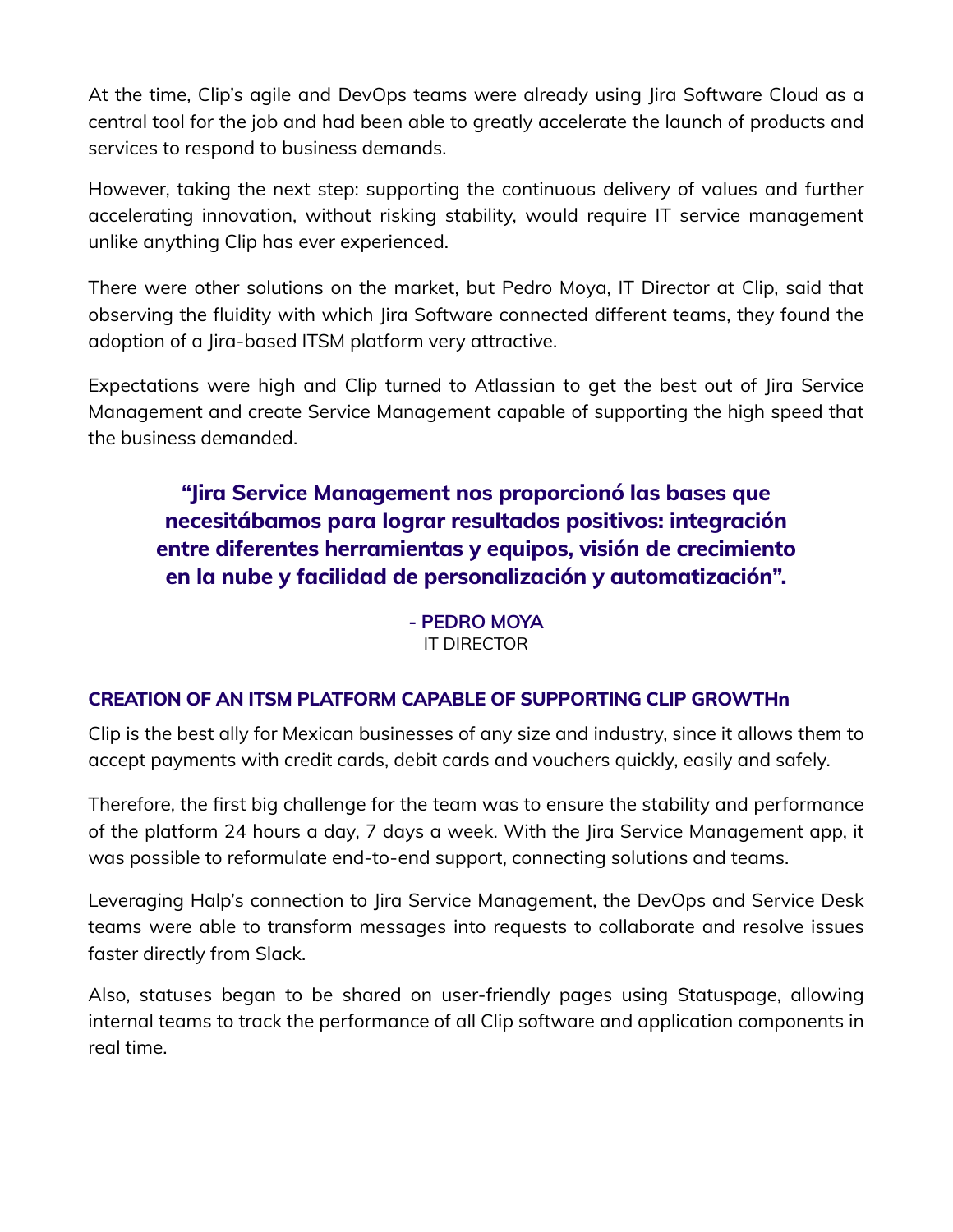At the time, Clip's agile and DevOps teams were already using Jira Software Cloud as a central tool for the job and had been able to greatly accelerate the launch of products and services to respond to business demands.

However, taking the next step: supporting the continuous delivery of values and further accelerating innovation, without risking stability, would require IT service management unlike anything Clip has ever experienced.

There were other solutions on the market, but Pedro Moya, IT Director at Clip, said that observing the fluidity with which Jira Software connected different teams, they found the adoption of a Jira-based ITSM platform very attractive.

Expectations were high and Clip turned to Atlassian to get the best out of Jira Service Management and create Service Management capable of supporting the high speed that the business demanded.

> **"Jira Service Management nos proporcionó las bases que necesitábamos para lograr resultados positivos: integración entre diferentes herramientas y equipos, visión de crecimiento en la nube y facilidad de personalización y automatización".**
>
> **- PEDRO MOYA**
> IT DIRECTOR

### CREATION OF AN ITSM PLATFORM CAPABLE OF SUPPORTING CLIP GROWTHn

Clip is the best ally for Mexican businesses of any size and industry, since it allows them to accept payments with credit cards, debit cards and vouchers quickly, easily and safely.

Therefore, the first big challenge for the team was to ensure the stability and performance of the platform 24 hours a day, 7 days a week. With the Jira Service Management app, it was possible to reformulate end-to-end support, connecting solutions and teams.

Leveraging Halp's connection to Jira Service Management, the DevOps and Service Desk teams were able to transform messages into requests to collaborate and resolve issues faster directly from Slack.

Also, statuses began to be shared on user-friendly pages using Statuspage, allowing internal teams to track the performance of all Clip software and application components in real time.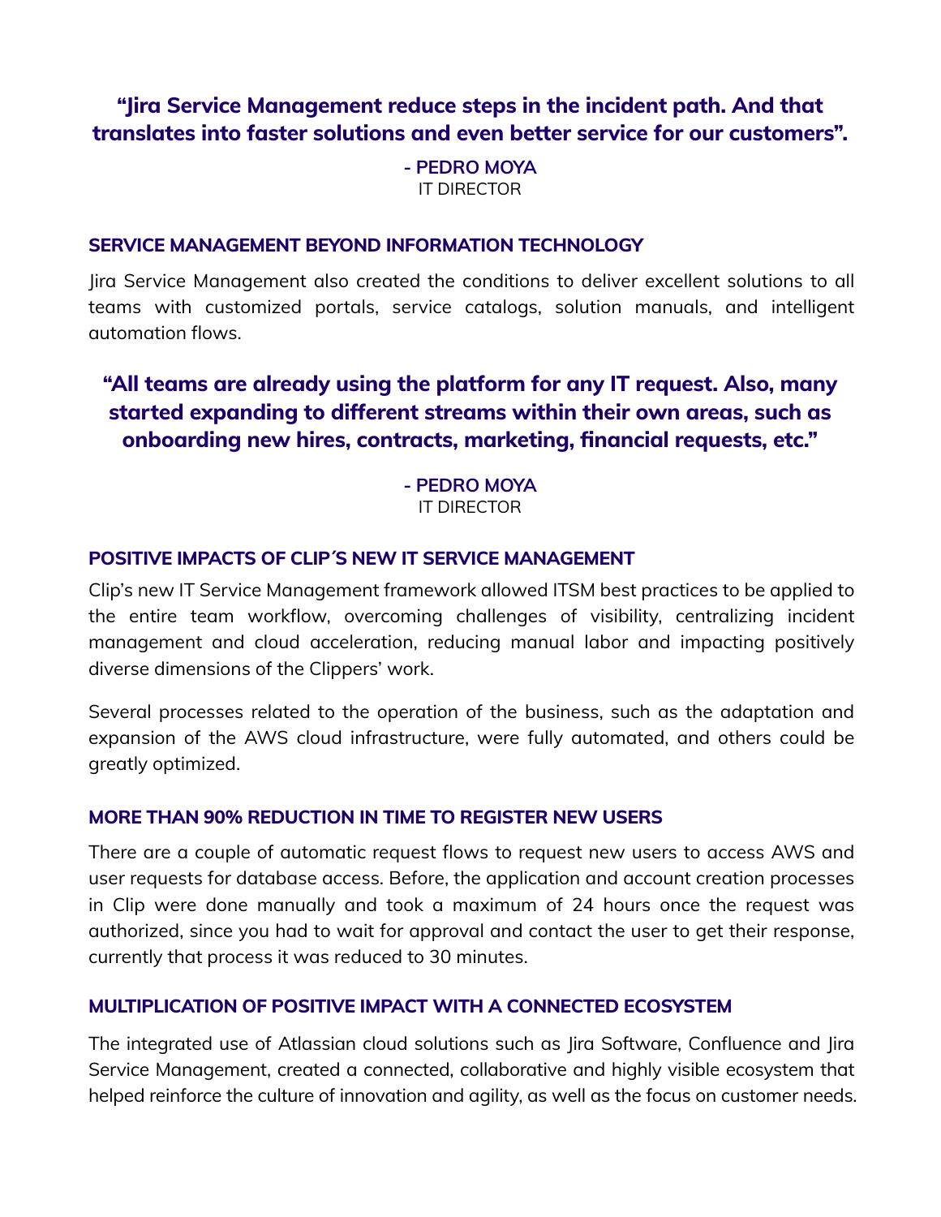**"Jira Service Management reduce steps in the incident path. And that translates into faster solutions and even better service for our customers".**

**- PEDRO MOYA**
IT DIRECTOR

### SERVICE MANAGEMENT BEYOND INFORMATION TECHNOLOGY

Jira Service Management also created the conditions to deliver excellent solutions to all teams with customized portals, service catalogs, solution manuals, and intelligent automation flows.

**"All teams are already using the platform for any IT request. Also, many started expanding to different streams within their own areas, such as onboarding new hires, contracts, marketing, financial requests, etc."**

**- PEDRO MOYA**
IT DIRECTOR

### POSITIVE IMPACTS OF CLIP´S NEW IT SERVICE MANAGEMENT

Clip's new IT Service Management framework allowed ITSM best practices to be applied to the entire team workflow, overcoming challenges of visibility, centralizing incident management and cloud acceleration, reducing manual labor and impacting positively diverse dimensions of the Clippers' work.

Several processes related to the operation of the business, such as the adaptation and expansion of the AWS cloud infrastructure, were fully automated, and others could be greatly optimized.

### MORE THAN 90% REDUCTION IN TIME TO REGISTER NEW USERS

There are a couple of automatic request flows to request new users to access AWS and user requests for database access. Before, the application and account creation processes in Clip were done manually and took a maximum of 24 hours once the request was authorized, since you had to wait for approval and contact the user to get their response, currently that process it was reduced to 30 minutes.

### MULTIPLICATION OF POSITIVE IMPACT WITH A CONNECTED ECOSYSTEM

The integrated use of Atlassian cloud solutions such as Jira Software, Confluence and Jira Service Management, created a connected, collaborative and highly visible ecosystem that helped reinforce the culture of innovation and agility, as well as the focus on customer needs.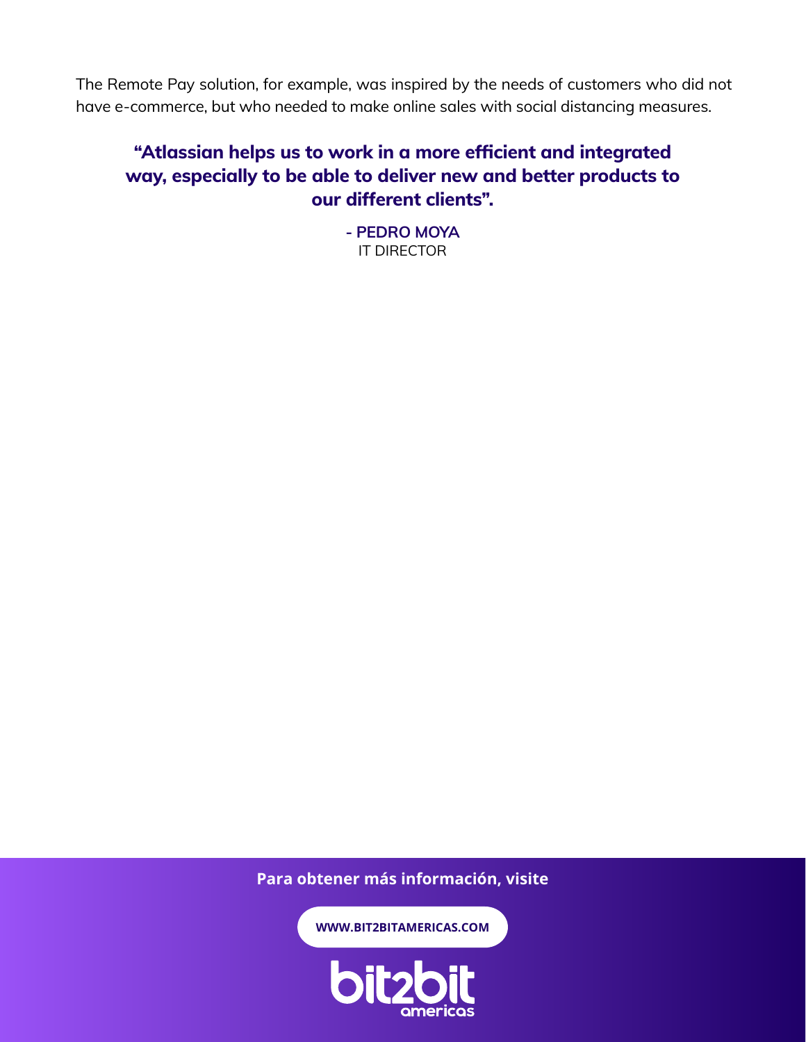The Remote Pay solution, for example, was inspired by the needs of customers who did not have e-commerce, but who needed to make online sales with social distancing measures.

> **"Atlassian helps us to work in a more efficient and integrated way, especially to be able to deliver new and better products to our different clients".**
>
> **- PEDRO MOYA**
> IT DIRECTOR

**Para obtener más información, visite**

**WWW.BIT2BITAMERICAS.COM**

bit2bit americas